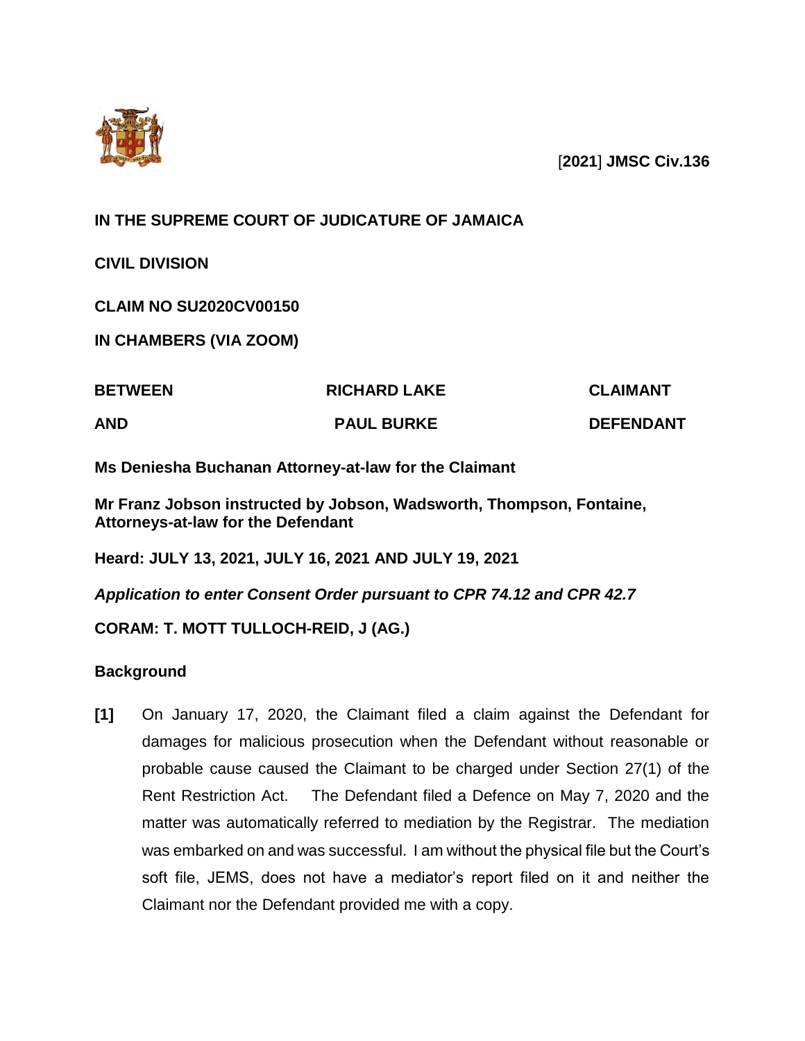[**2021**] **JMSC Civ.136**

**IN THE SUPREME COURT OF JUDICATURE OF JAMAICA**

**CIVIL DIVISION**

**CLAIM NO SU2020CV00150**

**IN CHAMBERS (VIA ZOOM)**

| | | |
|---|---|---|
| **BETWEEN** | **RICHARD LAKE** | **CLAIMANT** |
| **AND** | **PAUL BURKE** | **DEFENDANT** |

**Ms Deniesha Buchanan Attorney-at-law for the Claimant**

**Mr Franz Jobson instructed by Jobson, Wadsworth, Thompson, Fontaine, Attorneys-at-law for the Defendant**

**Heard: JULY 13, 2021, JULY 16, 2021 AND JULY 19, 2021**

***Application to enter Consent Order pursuant to CPR 74.12 and CPR 42.7***

**CORAM: T. MOTT TULLOCH-REID, J (AG.)**

## Background

**[1]** On January 17, 2020, the Claimant filed a claim against the Defendant for damages for malicious prosecution when the Defendant without reasonable or probable cause caused the Claimant to be charged under Section 27(1) of the Rent Restriction Act. The Defendant filed a Defence on May 7, 2020 and the matter was automatically referred to mediation by the Registrar. The mediation was embarked on and was successful. I am without the physical file but the Court's soft file, JEMS, does not have a mediator's report filed on it and neither the Claimant nor the Defendant provided me with a copy.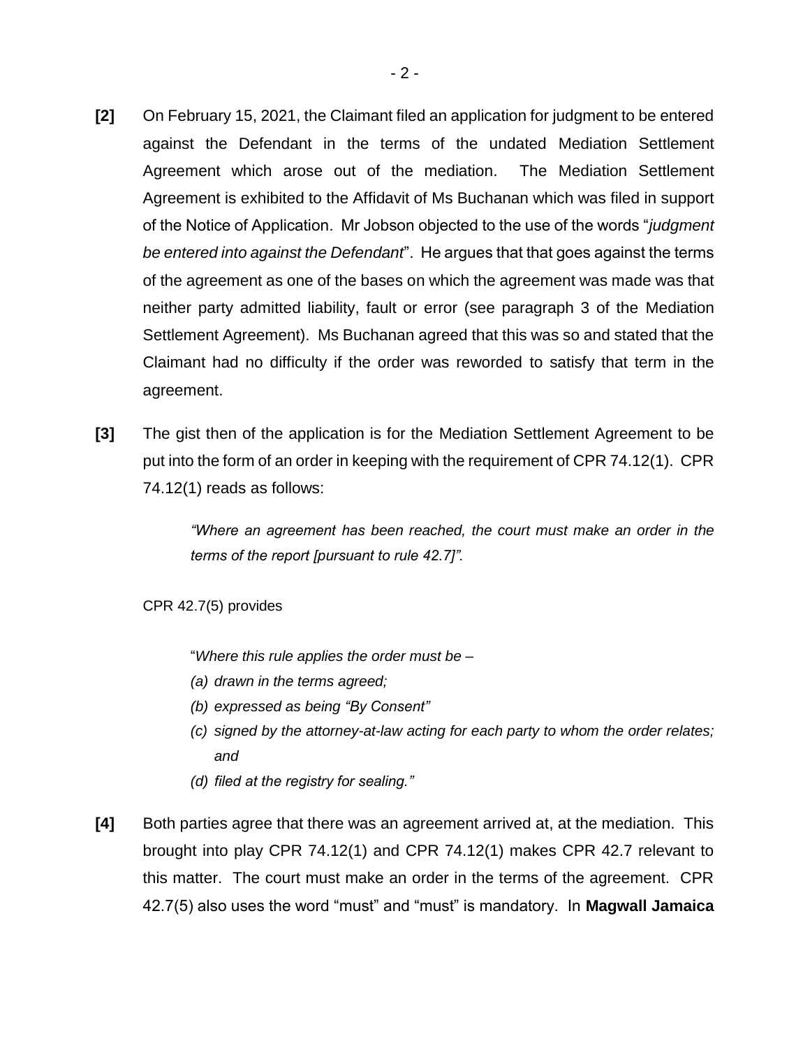**[2]** On February 15, 2021, the Claimant filed an application for judgment to be entered against the Defendant in the terms of the undated Mediation Settlement Agreement which arose out of the mediation. The Mediation Settlement Agreement is exhibited to the Affidavit of Ms Buchanan which was filed in support of the Notice of Application. Mr Jobson objected to the use of the words "*judgment be entered into against the Defendant*". He argues that that goes against the terms of the agreement as one of the bases on which the agreement was made was that neither party admitted liability, fault or error (see paragraph 3 of the Mediation Settlement Agreement). Ms Buchanan agreed that this was so and stated that the Claimant had no difficulty if the order was reworded to satisfy that term in the agreement.

**[3]** The gist then of the application is for the Mediation Settlement Agreement to be put into the form of an order in keeping with the requirement of CPR 74.12(1). CPR 74.12(1) reads as follows:

> *"Where an agreement has been reached, the court must make an order in the terms of the report [pursuant to rule 42.7]".*

CPR 42.7(5) provides

> "*Where this rule applies the order must be –*
>
> *(a) drawn in the terms agreed;*
>
> *(b) expressed as being "By Consent"*
>
> *(c) signed by the attorney-at-law acting for each party to whom the order relates; and*
>
> *(d) filed at the registry for sealing."*

**[4]** Both parties agree that there was an agreement arrived at, at the mediation. This brought into play CPR 74.12(1) and CPR 74.12(1) makes CPR 42.7 relevant to this matter. The court must make an order in the terms of the agreement. CPR 42.7(5) also uses the word "must" and "must" is mandatory. In **Magwall Jamaica**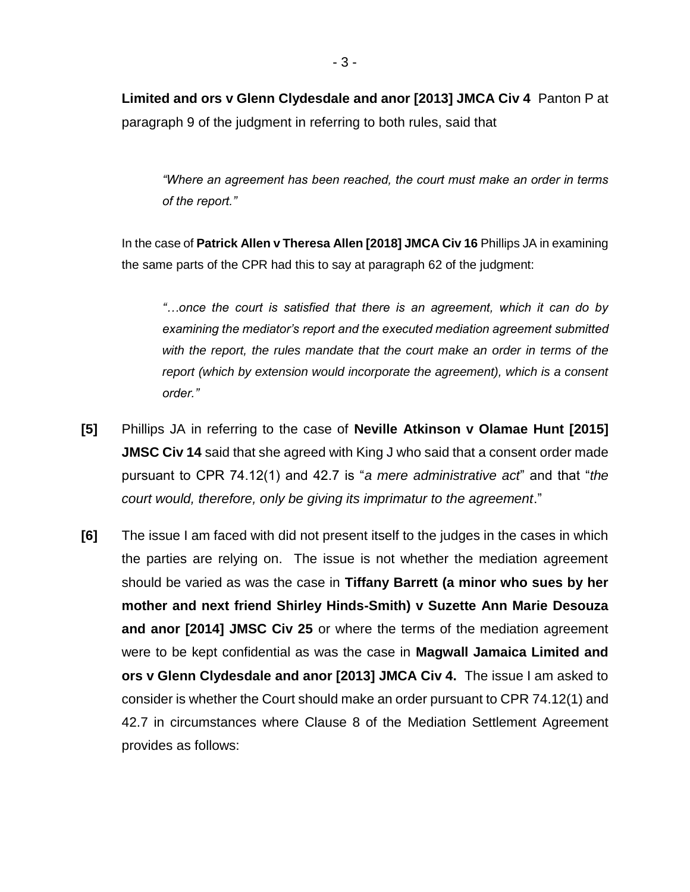**Limited and ors v Glenn Clydesdale and anor [2013] JMCA Civ 4** Panton P at paragraph 9 of the judgment in referring to both rules, said that

> *"Where an agreement has been reached, the court must make an order in terms of the report."*

In the case of **Patrick Allen v Theresa Allen [2018] JMCA Civ 16** Phillips JA in examining the same parts of the CPR had this to say at paragraph 62 of the judgment:

> *"…once the court is satisfied that there is an agreement, which it can do by examining the mediator's report and the executed mediation agreement submitted with the report, the rules mandate that the court make an order in terms of the report (which by extension would incorporate the agreement), which is a consent order."*

**[5]** Phillips JA in referring to the case of **Neville Atkinson v Olamae Hunt [2015] JMSC Civ 14** said that she agreed with King J who said that a consent order made pursuant to CPR 74.12(1) and 42.7 is "*a mere administrative act*" and that "*the court would, therefore, only be giving its imprimatur to the agreement*."

**[6]** The issue I am faced with did not present itself to the judges in the cases in which the parties are relying on. The issue is not whether the mediation agreement should be varied as was the case in **Tiffany Barrett (a minor who sues by her mother and next friend Shirley Hinds-Smith) v Suzette Ann Marie Desouza and anor [2014] JMSC Civ 25** or where the terms of the mediation agreement were to be kept confidential as was the case in **Magwall Jamaica Limited and ors v Glenn Clydesdale and anor [2013] JMCA Civ 4.** The issue I am asked to consider is whether the Court should make an order pursuant to CPR 74.12(1) and 42.7 in circumstances where Clause 8 of the Mediation Settlement Agreement provides as follows: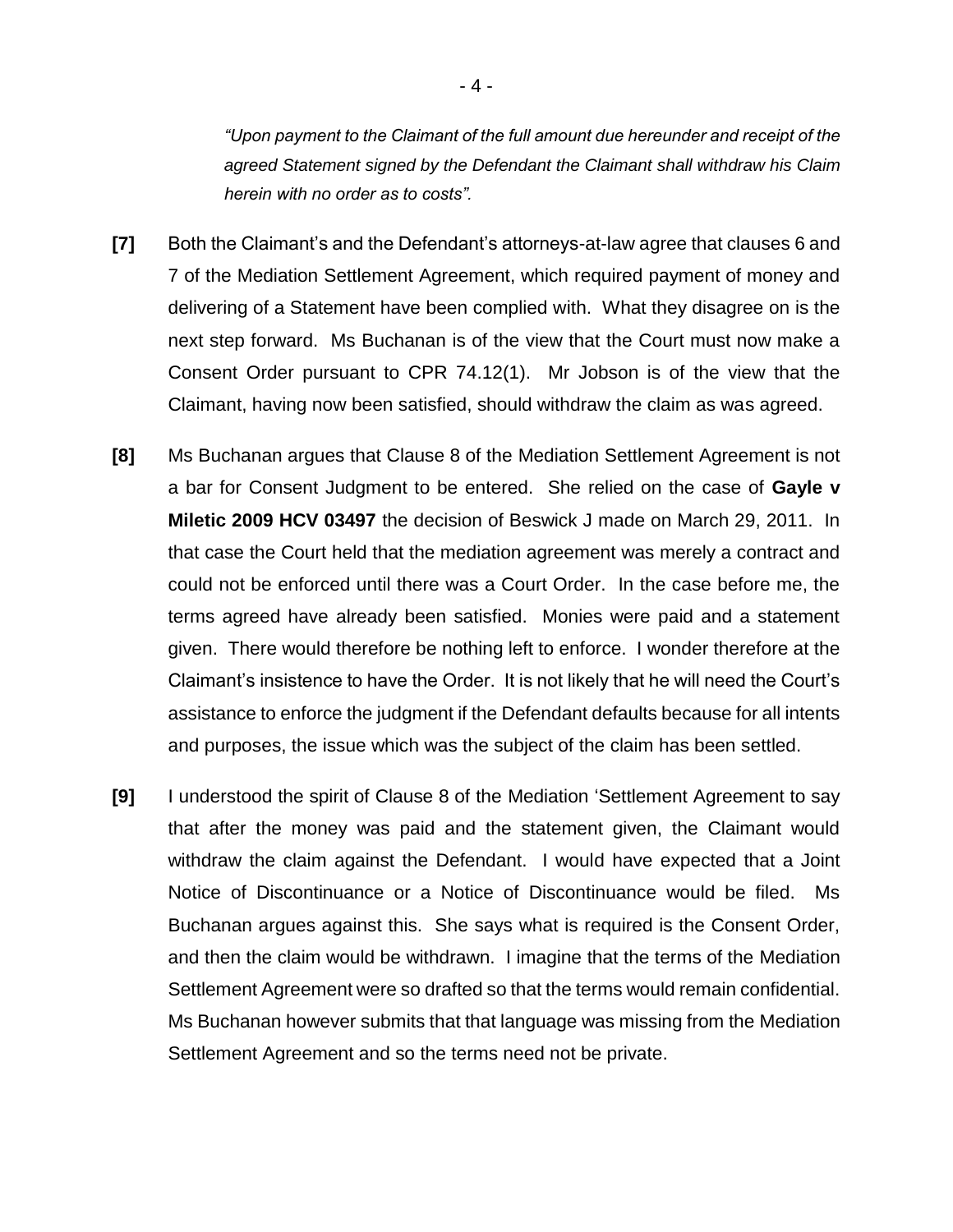*"Upon payment to the Claimant of the full amount due hereunder and receipt of the agreed Statement signed by the Defendant the Claimant shall withdraw his Claim herein with no order as to costs".*

**[7]** Both the Claimant's and the Defendant's attorneys-at-law agree that clauses 6 and 7 of the Mediation Settlement Agreement, which required payment of money and delivering of a Statement have been complied with. What they disagree on is the next step forward. Ms Buchanan is of the view that the Court must now make a Consent Order pursuant to CPR 74.12(1). Mr Jobson is of the view that the Claimant, having now been satisfied, should withdraw the claim as was agreed.

**[8]** Ms Buchanan argues that Clause 8 of the Mediation Settlement Agreement is not a bar for Consent Judgment to be entered. She relied on the case of **Gayle v Miletic 2009 HCV 03497** the decision of Beswick J made on March 29, 2011. In that case the Court held that the mediation agreement was merely a contract and could not be enforced until there was a Court Order. In the case before me, the terms agreed have already been satisfied. Monies were paid and a statement given. There would therefore be nothing left to enforce. I wonder therefore at the Claimant's insistence to have the Order. It is not likely that he will need the Court's assistance to enforce the judgment if the Defendant defaults because for all intents and purposes, the issue which was the subject of the claim has been settled.

**[9]** I understood the spirit of Clause 8 of the Mediation 'Settlement Agreement to say that after the money was paid and the statement given, the Claimant would withdraw the claim against the Defendant. I would have expected that a Joint Notice of Discontinuance or a Notice of Discontinuance would be filed. Ms Buchanan argues against this. She says what is required is the Consent Order, and then the claim would be withdrawn. I imagine that the terms of the Mediation Settlement Agreement were so drafted so that the terms would remain confidential. Ms Buchanan however submits that that language was missing from the Mediation Settlement Agreement and so the terms need not be private.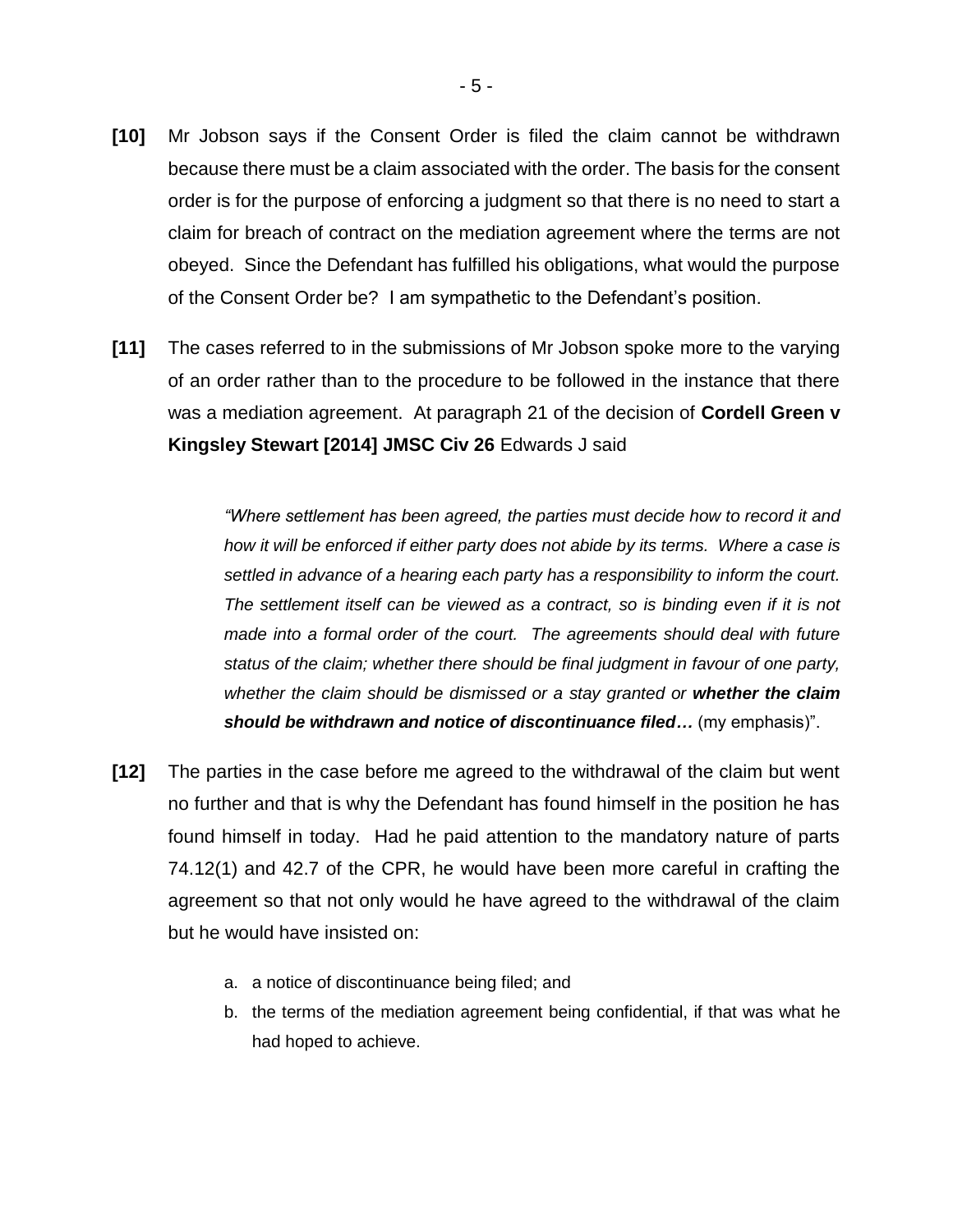**[10]** Mr Jobson says if the Consent Order is filed the claim cannot be withdrawn because there must be a claim associated with the order. The basis for the consent order is for the purpose of enforcing a judgment so that there is no need to start a claim for breach of contract on the mediation agreement where the terms are not obeyed. Since the Defendant has fulfilled his obligations, what would the purpose of the Consent Order be? I am sympathetic to the Defendant's position.

**[11]** The cases referred to in the submissions of Mr Jobson spoke more to the varying of an order rather than to the procedure to be followed in the instance that there was a mediation agreement. At paragraph 21 of the decision of **Cordell Green v Kingsley Stewart [2014] JMSC Civ 26** Edwards J said

> *"Where settlement has been agreed, the parties must decide how to record it and how it will be enforced if either party does not abide by its terms. Where a case is settled in advance of a hearing each party has a responsibility to inform the court. The settlement itself can be viewed as a contract, so is binding even if it is not made into a formal order of the court. The agreements should deal with future status of the claim; whether there should be final judgment in favour of one party, whether the claim should be dismissed or a stay granted or **whether the claim should be withdrawn and notice of discontinuance filed…*** (my emphasis)".

**[12]** The parties in the case before me agreed to the withdrawal of the claim but went no further and that is why the Defendant has found himself in the position he has found himself in today. Had he paid attention to the mandatory nature of parts 74.12(1) and 42.7 of the CPR, he would have been more careful in crafting the agreement so that not only would he have agreed to the withdrawal of the claim but he would have insisted on:

a. a notice of discontinuance being filed; and
b. the terms of the mediation agreement being confidential, if that was what he had hoped to achieve.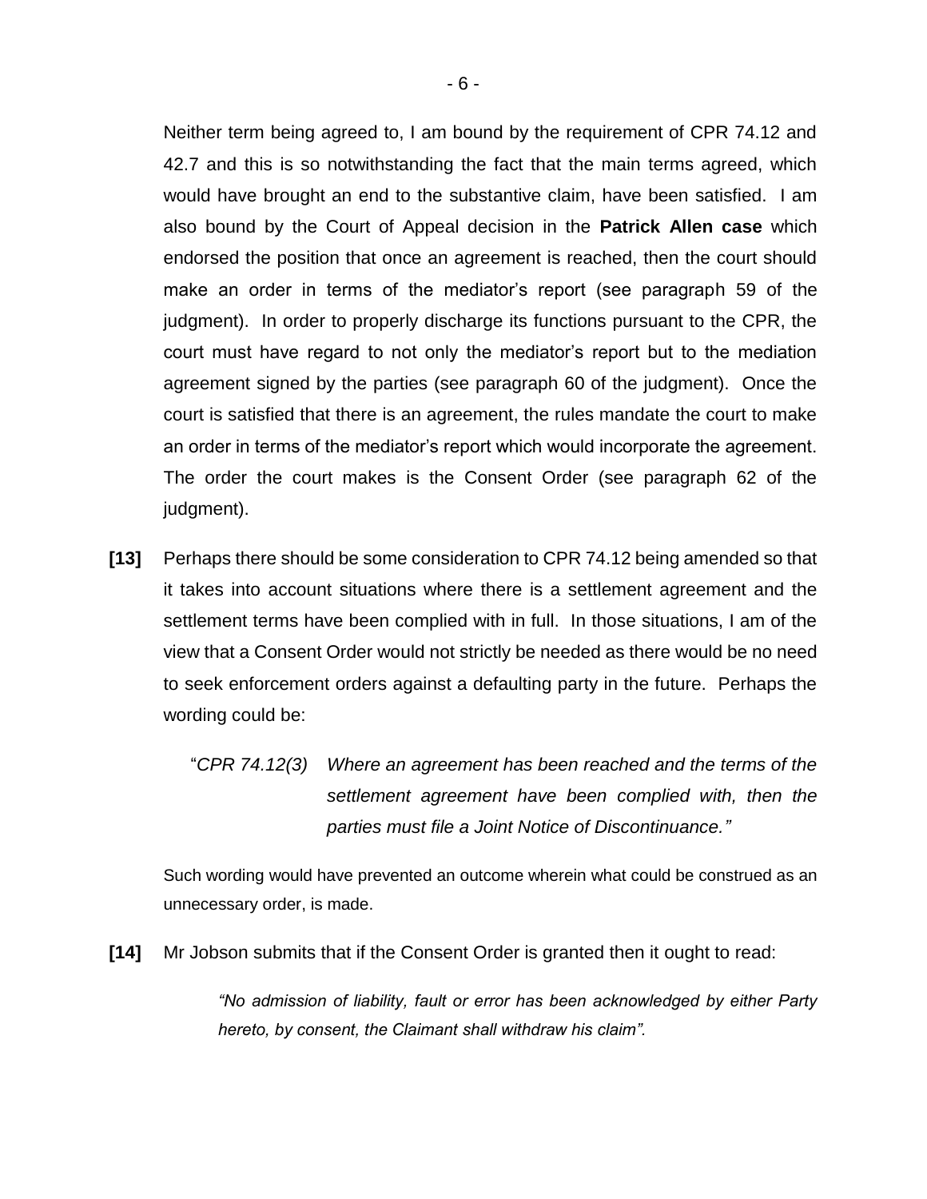Neither term being agreed to, I am bound by the requirement of CPR 74.12 and 42.7 and this is so notwithstanding the fact that the main terms agreed, which would have brought an end to the substantive claim, have been satisfied. I am also bound by the Court of Appeal decision in the **Patrick Allen case** which endorsed the position that once an agreement is reached, then the court should make an order in terms of the mediator's report (see paragraph 59 of the judgment). In order to properly discharge its functions pursuant to the CPR, the court must have regard to not only the mediator's report but to the mediation agreement signed by the parties (see paragraph 60 of the judgment). Once the court is satisfied that there is an agreement, the rules mandate the court to make an order in terms of the mediator's report which would incorporate the agreement. The order the court makes is the Consent Order (see paragraph 62 of the judgment).

**[13]** Perhaps there should be some consideration to CPR 74.12 being amended so that it takes into account situations where there is a settlement agreement and the settlement terms have been complied with in full. In those situations, I am of the view that a Consent Order would not strictly be needed as there would be no need to seek enforcement orders against a defaulting party in the future. Perhaps the wording could be:

> "*CPR 74.12(3) Where an agreement has been reached and the terms of the settlement agreement have been complied with, then the parties must file a Joint Notice of Discontinuance."*

Such wording would have prevented an outcome wherein what could be construed as an unnecessary order, is made.

**[14]** Mr Jobson submits that if the Consent Order is granted then it ought to read:

> *"No admission of liability, fault or error has been acknowledged by either Party hereto, by consent, the Claimant shall withdraw his claim".*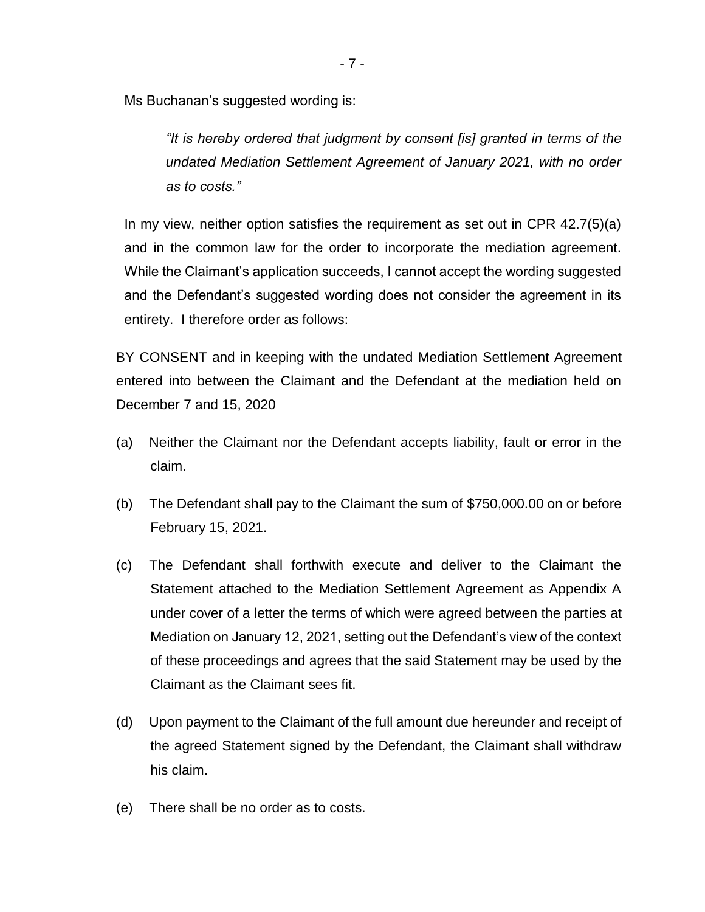Ms Buchanan's suggested wording is:

> *"It is hereby ordered that judgment by consent [is] granted in terms of the undated Mediation Settlement Agreement of January 2021, with no order as to costs."*

In my view, neither option satisfies the requirement as set out in CPR 42.7(5)(a) and in the common law for the order to incorporate the mediation agreement. While the Claimant's application succeeds, I cannot accept the wording suggested and the Defendant's suggested wording does not consider the agreement in its entirety. I therefore order as follows:

BY CONSENT and in keeping with the undated Mediation Settlement Agreement entered into between the Claimant and the Defendant at the mediation held on December 7 and 15, 2020

(a) Neither the Claimant nor the Defendant accepts liability, fault or error in the claim.

(b) The Defendant shall pay to the Claimant the sum of $750,000.00 on or before February 15, 2021.

(c) The Defendant shall forthwith execute and deliver to the Claimant the Statement attached to the Mediation Settlement Agreement as Appendix A under cover of a letter the terms of which were agreed between the parties at Mediation on January 12, 2021, setting out the Defendant's view of the context of these proceedings and agrees that the said Statement may be used by the Claimant as the Claimant sees fit.

(d) Upon payment to the Claimant of the full amount due hereunder and receipt of the agreed Statement signed by the Defendant, the Claimant shall withdraw his claim.

(e) There shall be no order as to costs.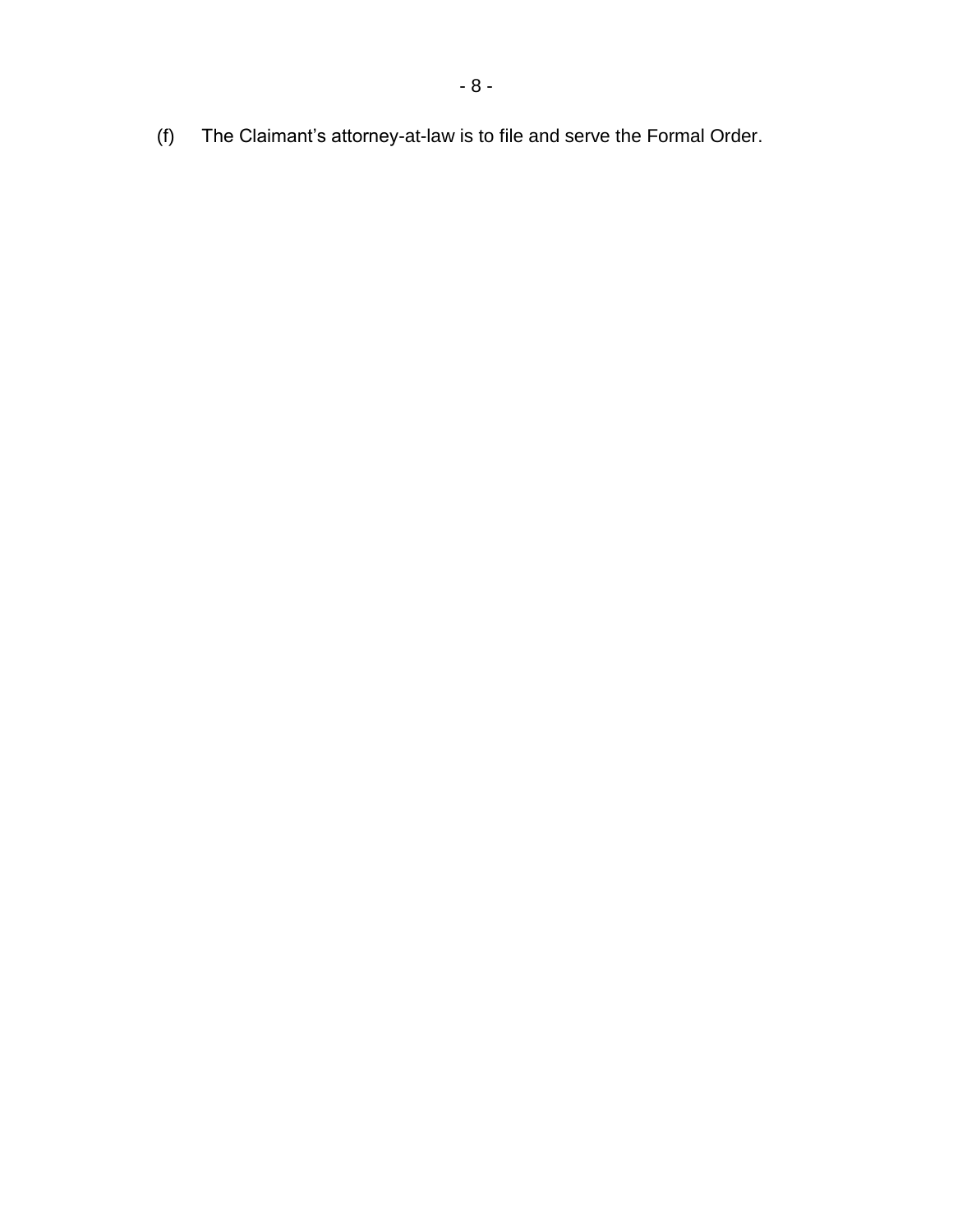(f) The Claimant’s attorney-at-law is to file and serve the Formal Order.